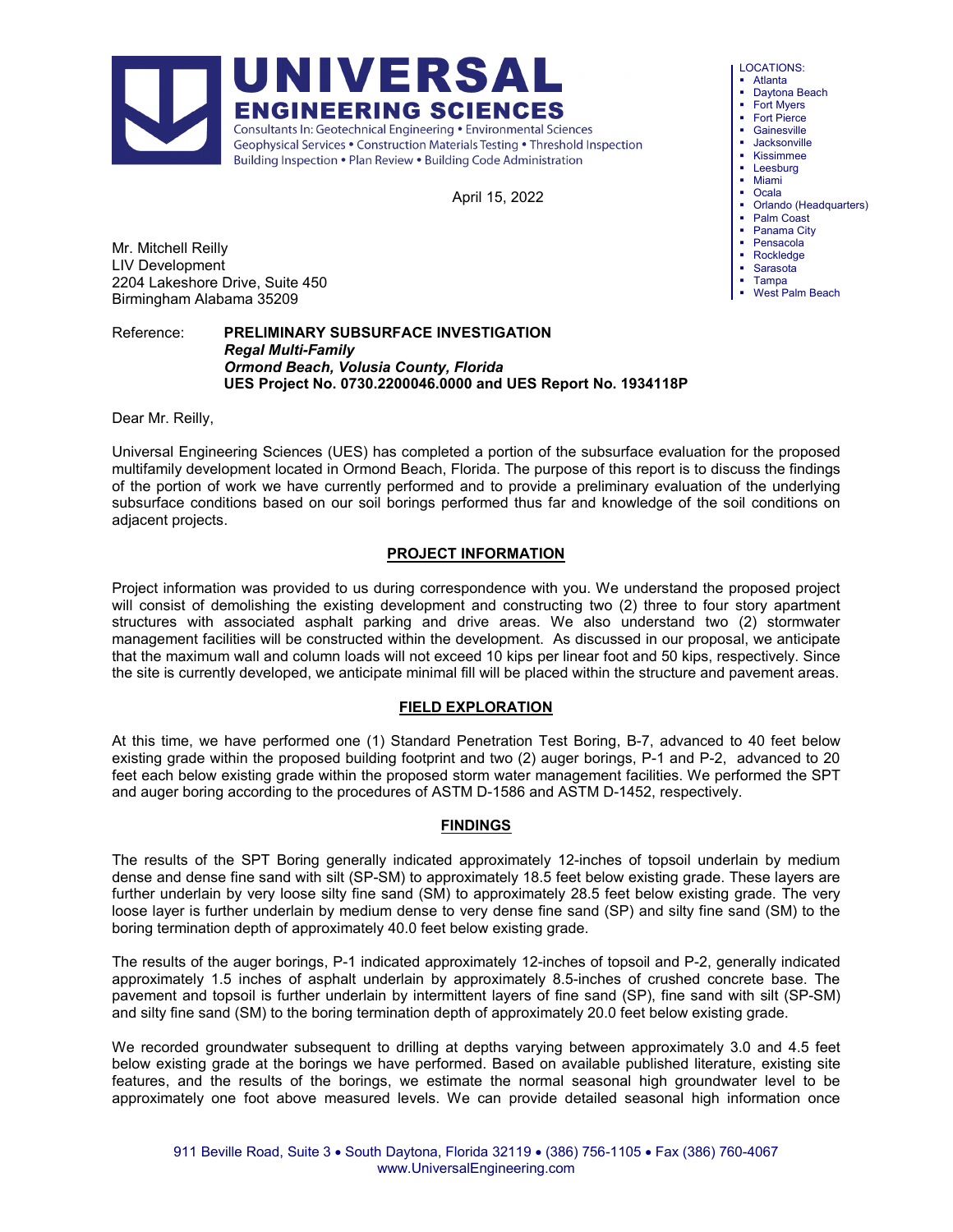# UNIVERSAL ENGINEERING SCIENCES

Consultants In: Geotechnical Engineering • Environmental Sciences
Geophysical Services • Construction Materials Testing • Threshold Inspection
Building Inspection • Plan Review • Building Code Administration

LOCATIONS:
- Atlanta
- Daytona Beach
- Fort Myers
- Fort Pierce
- Gainesville
- Jacksonville
- Kissimmee
- Leesburg
- Miami
- Ocala
- Orlando (Headquarters)
- Palm Coast
- Panama City
- Pensacola
- Rockledge
- Sarasota
- Tampa
- West Palm Beach

April 15, 2022

Mr. Mitchell Reilly
LIV Development
2204 Lakeshore Drive, Suite 450
Birmingham Alabama 35209

Reference: **PRELIMINARY SUBSURFACE INVESTIGATION**
***Regal Multi-Family***
***Ormond Beach, Volusia County, Florida***
**UES Project No. 0730.2200046.0000 and UES Report No. 1934118P**

Dear Mr. Reilly,

Universal Engineering Sciences (UES) has completed a portion of the subsurface evaluation for the proposed multifamily development located in Ormond Beach, Florida. The purpose of this report is to discuss the findings of the portion of work we have currently performed and to provide a preliminary evaluation of the underlying subsurface conditions based on our soil borings performed thus far and knowledge of the soil conditions on adjacent projects.

## PROJECT INFORMATION

Project information was provided to us during correspondence with you. We understand the proposed project will consist of demolishing the existing development and constructing two (2) three to four story apartment structures with associated asphalt parking and drive areas. We also understand two (2) stormwater management facilities will be constructed within the development. As discussed in our proposal, we anticipate that the maximum wall and column loads will not exceed 10 kips per linear foot and 50 kips, respectively. Since the site is currently developed, we anticipate minimal fill will be placed within the structure and pavement areas.

## FIELD EXPLORATION

At this time, we have performed one (1) Standard Penetration Test Boring, B-7, advanced to 40 feet below existing grade within the proposed building footprint and two (2) auger borings, P-1 and P-2, advanced to 20 feet each below existing grade within the proposed storm water management facilities. We performed the SPT and auger boring according to the procedures of ASTM D-1586 and ASTM D-1452, respectively.

## FINDINGS

The results of the SPT Boring generally indicated approximately 12-inches of topsoil underlain by medium dense and dense fine sand with silt (SP-SM) to approximately 18.5 feet below existing grade. These layers are further underlain by very loose silty fine sand (SM) to approximately 28.5 feet below existing grade. The very loose layer is further underlain by medium dense to very dense fine sand (SP) and silty fine sand (SM) to the boring termination depth of approximately 40.0 feet below existing grade.

The results of the auger borings, P-1 indicated approximately 12-inches of topsoil and P-2, generally indicated approximately 1.5 inches of asphalt underlain by approximately 8.5-inches of crushed concrete base. The pavement and topsoil is further underlain by intermittent layers of fine sand (SP), fine sand with silt (SP-SM) and silty fine sand (SM) to the boring termination depth of approximately 20.0 feet below existing grade.

We recorded groundwater subsequent to drilling at depths varying between approximately 3.0 and 4.5 feet below existing grade at the borings we have performed. Based on available published literature, existing site features, and the results of the borings, we estimate the normal seasonal high groundwater level to be approximately one foot above measured levels. We can provide detailed seasonal high information once

911 Beville Road, Suite 3 • South Daytona, Florida 32119 • (386) 756-1105 • Fax (386) 760-4067
www.UniversalEngineering.com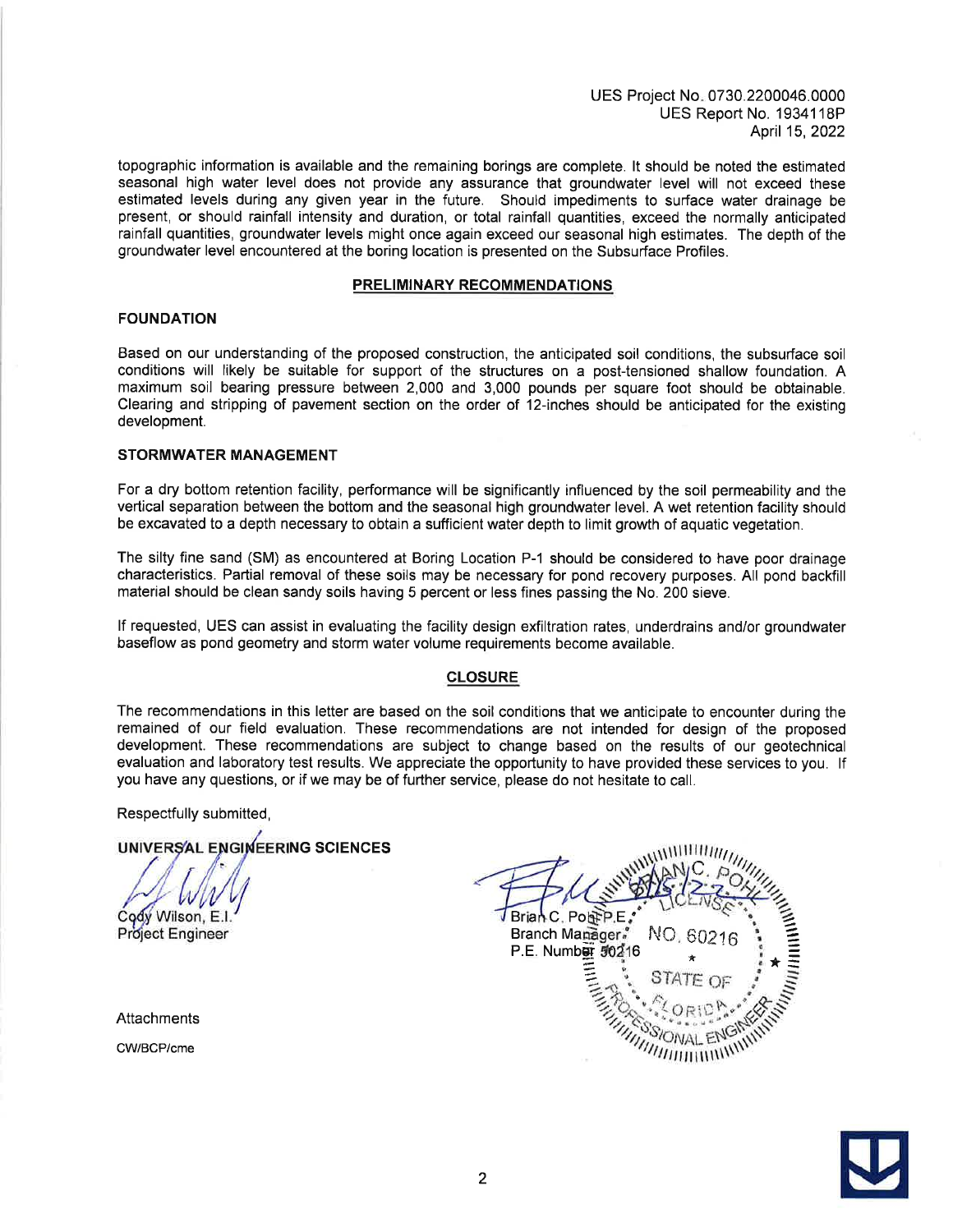UES Project No. 0730.2200046.0000
UES Report No. 1934118P
April 15, 2022

topographic information is available and the remaining borings are complete. It should be noted the estimated seasonal high water level does not provide any assurance that groundwater level will not exceed these estimated levels during any given year in the future. Should impediments to surface water drainage be present, or should rainfall intensity and duration, or total rainfall quantities, exceed the normally anticipated rainfall quantities, groundwater levels might once again exceed our seasonal high estimates. The depth of the groundwater level encountered at the boring location is presented on the Subsurface Profiles.

## PRELIMINARY RECOMMENDATIONS

### FOUNDATION

Based on our understanding of the proposed construction, the anticipated soil conditions, the subsurface soil conditions will likely be suitable for support of the structures on a post-tensioned shallow foundation. A maximum soil bearing pressure between 2,000 and 3,000 pounds per square foot should be obtainable. Clearing and stripping of pavement section on the order of 12-inches should be anticipated for the existing development.

### STORMWATER MANAGEMENT

For a dry bottom retention facility, performance will be significantly influenced by the soil permeability and the vertical separation between the bottom and the seasonal high groundwater level. A wet retention facility should be excavated to a depth necessary to obtain a sufficient water depth to limit growth of aquatic vegetation.

The silty fine sand (SM) as encountered at Boring Location P-1 should be considered to have poor drainage characteristics. Partial removal of these soils may be necessary for pond recovery purposes. All pond backfill material should be clean sandy soils having 5 percent or less fines passing the No. 200 sieve.

If requested, UES can assist in evaluating the facility design exfiltration rates, underdrains and/or groundwater baseflow as pond geometry and storm water volume requirements become available.

## CLOSURE

The recommendations in this letter are based on the soil conditions that we anticipate to encounter during the remained of our field evaluation. These recommendations are not intended for design of the proposed development. These recommendations are subject to change based on the results of our geotechnical evaluation and laboratory test results. We appreciate the opportunity to have provided these services to you. If you have any questions, or if we may be of further service, please do not hesitate to call.

Respectfully submitted,

**UNIVERSAL ENGINEERING SCIENCES**

Cody Wilson, E.I.
Project Engineer

Brian C. Pohl P.E.
Branch Manager
P.E. Number 60216

Attachments

CW/BCP/cme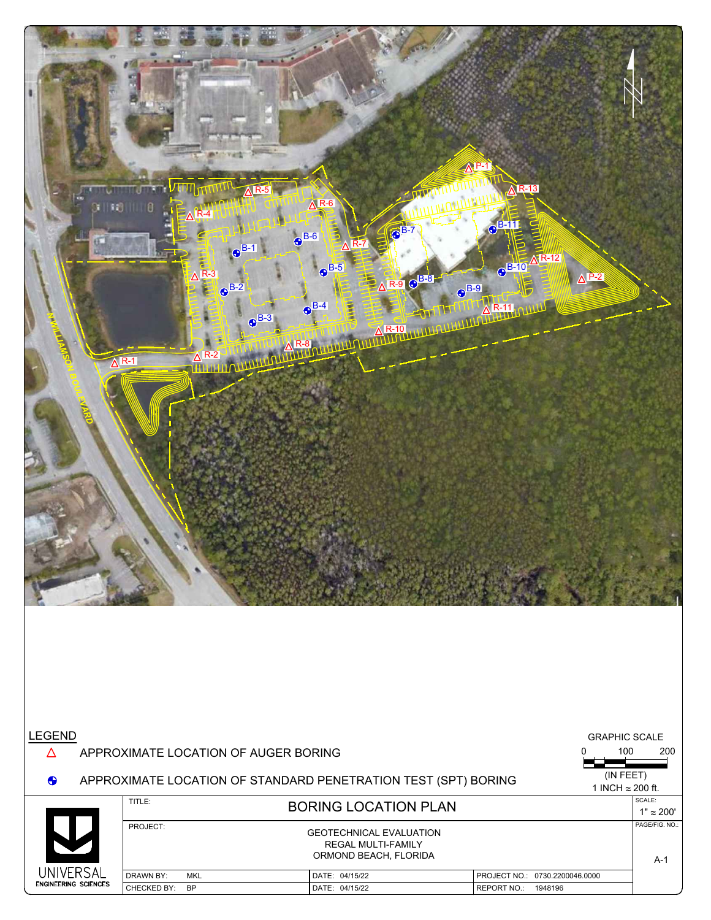R-1

R-2

R-3

R-4

R-5

R-6

R-7

R-8

R-9

R-10

R-11

R-12

R-13

P-1

P-2

B-1

B-2

B-3

B-4

B-5

B-6

B-7

B-8

B-9

B-10

B-11

N WILLIAMSON BOULEVARD

## LEGEND

△ APPROXIMATE LOCATION OF AUGER BORING

⊕ APPROXIMATE LOCATION OF STANDARD PENETRATION TEST (SPT) BORING

GRAPHIC SCALE

0 100 200

(IN FEET)

1 INCH ≈ 200 ft.

| UNIVERSAL ENGINEERING SCIENCES | TITLE: BORING LOCATION PLAN | | | SCALE: 1" ≈ 200' |
|---|---|---|---|---|
| | PROJECT: GEOTECHNICAL EVALUATION REGAL MULTI-FAMILY ORMOND BEACH, FLORIDA | | | PAGE/FIG. NO.: A-1 |
| | DRAWN BY: MKL | DATE: 04/15/22 | PROJECT NO.: 0730.2200046.0000 | |
| | CHECKED BY: BP | DATE: 04/15/22 | REPORT NO.: 1948196 | |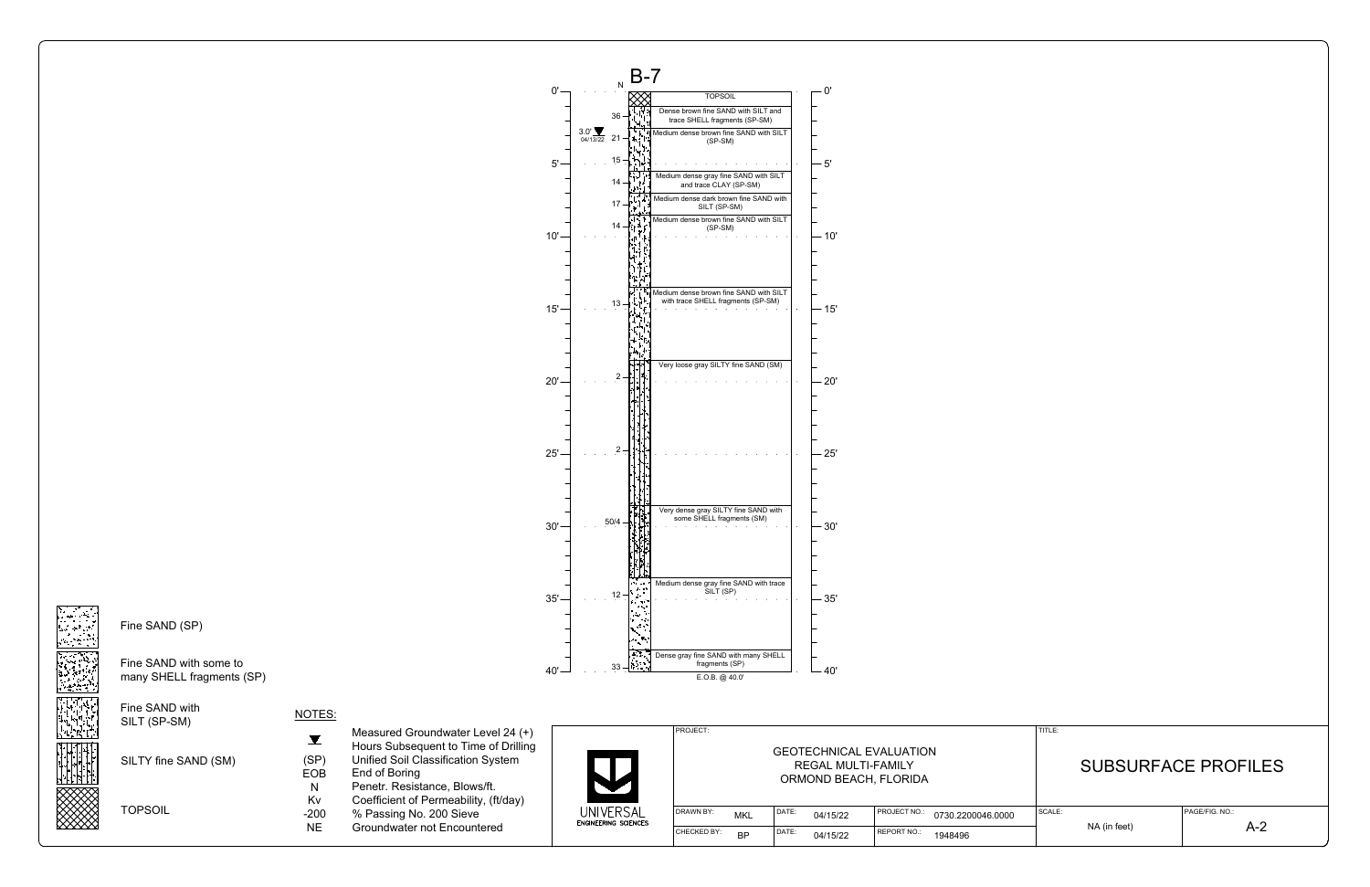# B-7

| Depth (ft) | N | Description |
|---|---|---|
| 0' | | TOPSOIL |
| | 36 | Dense brown fine SAND with SILT and trace SHELL fragments (SP-SM) |
| 3.0' (04/13/22) | 21 | Medium dense brown fine SAND with SILT (SP-SM) |
| 5' | 15 | |
| | 14 | Medium dense gray fine SAND with SILT and trace CLAY (SP-SM) |
| | 17 | Medium dense dark brown fine SAND with SILT (SP-SM) |
| | 14 | Medium dense brown fine SAND with SILT (SP-SM) |
| 15' | 13 | Medium dense brown fine SAND with SILT with trace SHELL fragments (SP-SM) |
| 20' | 2 | Very loose gray SILTY fine SAND (SM) |
| 25' | 2 | |
| 30' | 50/4 | Very dense gray SILTY fine SAND with some SHELL fragments (SM) |
| 35' | 12 | Medium dense gray fine SAND with trace SILT (SP) |
| 40' | 33 | Dense gray fine SAND with many SHELL fragments (SP) |

E.O.B. @ 40.0'

**Legend:**

- Fine SAND (SP)
- Fine SAND with some to many SHELL fragments (SP)
- Fine SAND with SILT (SP-SM)
- SILTY fine SAND (SM)
- TOPSOIL

**NOTES:**

- ▼ Measured Groundwater Level 24 (+) Hours Subsequent to Time of Drilling
- (SP) Unified Soil Classification System
- EOB End of Boring
- N Penetr. Resistance, Blows/ft.
- Kv Coefficient of Permeability, (ft/day)
- -200 % Passing No. 200 Sieve
- NE Groundwater not Encountered

UNIVERSAL ENGINEERING SCIENCES

| PROJECT: GEOTECHNICAL EVALUATION REGAL MULTI-FAMILY ORMOND BEACH, FLORIDA | | | | TITLE: SUBSURFACE PROFILES | |
|---|---|---|---|---|---|
| DRAWN BY: MKL | DATE: 04/15/22 | PROJECT NO.: 0730.2200046.0000 | | SCALE: NA (in feet) | PAGE/FIG. NO.: A-2 |
| CHECKED BY: BP | DATE: 04/15/22 | REPORT NO.: 1948496 | | | |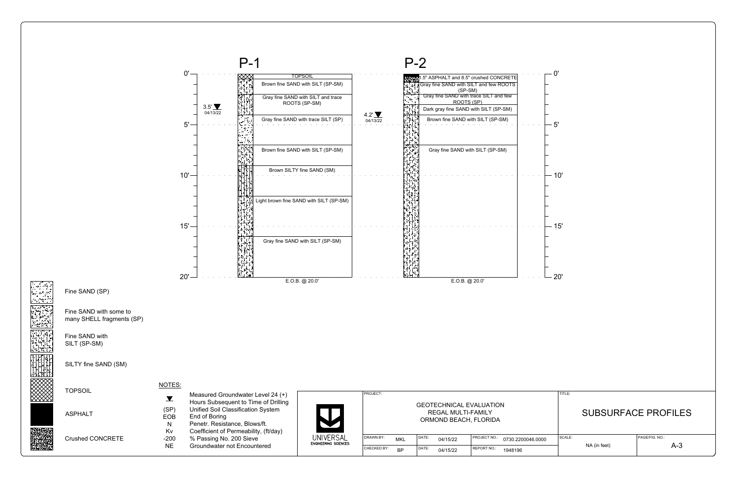# P-1

| Depth (ft) | Description |
|---|---|
| 0' | TOPSOIL |
| | Brown fine SAND with SILT (SP-SM) |
| | Gray fine SAND with SILT and trace ROOTS (SP-SM) |
| | Gray fine SAND with trace SILT (SP) |
| | Brown fine SAND with SILT (SP-SM) |
| | Brown SILTY fine SAND (SM) |
| | Light brown fine SAND with SILT (SP-SM) |
| | Gray fine SAND with SILT (SP-SM) |
| 20' | E.O.B. @ 20.0' |

Groundwater: 3.5' (04/13/22)

# P-2

| Depth (ft) | Description |
|---|---|
| 0' | 1.5" ASPHALT and 8.5" crushed CONCRETE |
| | Gray fine SAND with SILT and few ROOTS (SP-SM) |
| | Gray fine SAND with trace SILT and few ROOTS (SP) |
| | Dark gray fine SAND with SILT (SP-SM) |
| | Brown fine SAND with SILT (SP-SM) |
| | Gray fine SAND with SILT (SP-SM) |
| 20' | E.O.B. @ 20.0' |

Groundwater: 4.2' (04/13/22)

## Legend

- Fine SAND (SP)
- Fine SAND with some to many SHELL fragments (SP)
- Fine SAND with SILT (SP-SM)
- SILTY fine SAND (SM)
- TOPSOIL
- ASPHALT
- Crushed CONCRETE

## NOTES:

| Symbol | Description |
|---|---|
| ▼ | Measured Groundwater Level 24 (+) Hours Subsequent to Time of Drilling |
| (SP) | Unified Soil Classification System |
| EOB | End of Boring |
| N | Penetr. Resistance, Blows/ft. |
| Kv | Coefficient of Permeability, (ft/day) |
| -200 | % Passing No. 200 Sieve |
| NE | Groundwater not Encountered |

UNIVERSAL ENGINEERING SCIENCES

| PROJECT: | | | | TITLE: | |
|---|---|---|---|---|---|
| GEOTECHNICAL EVALUATION REGAL MULTI-FAMILY ORMOND BEACH, FLORIDA | | | | SUBSURFACE PROFILES | |
| DRAWN BY: MKL | DATE: 04/15/22 | PROJECT NO.: 0730.2200046.0000 | | SCALE: NA (in feet) | PAGE/FIG. NO.: A-3 |
| CHECKED BY: BP | DATE: 04/15/22 | REPORT NO.: 1948196 | | | |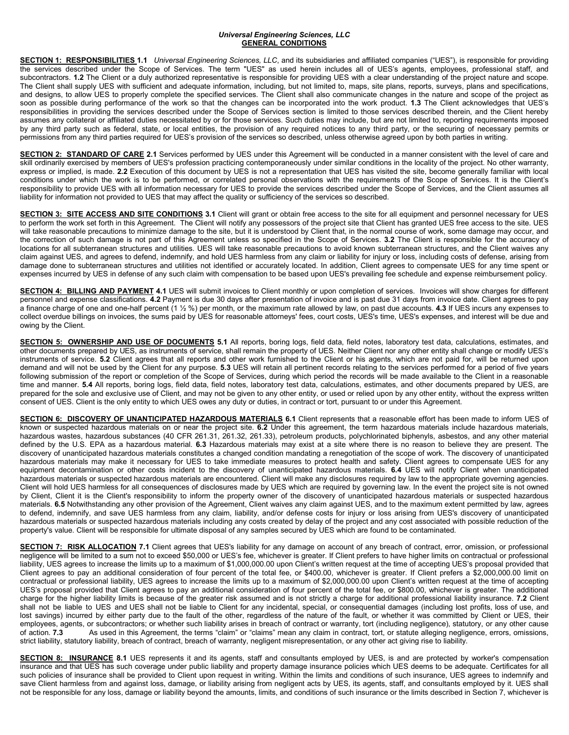***Universal Engineering Sciences, LLC***
**GENERAL CONDITIONS**

**SECTION 1: RESPONSIBILITIES 1.1** *Universal Engineering Sciences, LLC*, and its subsidiaries and affiliated companies ("UES"), is responsible for providing the services described under the Scope of Services. The term "UES" as used herein includes all of UES's agents, employees, professional staff, and subcontractors. **1.2** The Client or a duly authorized representative is responsible for providing UES with a clear understanding of the project nature and scope. The Client shall supply UES with sufficient and adequate information, including, but not limited to, maps, site plans, reports, surveys, plans and specifications, and designs, to allow UES to properly complete the specified services. The Client shall also communicate changes in the nature and scope of the project as soon as possible during performance of the work so that the changes can be incorporated into the work product. **1.3** The Client acknowledges that UES's responsibilities in providing the services described under the Scope of Services section is limited to those services described therein, and the Client hereby assumes any collateral or affiliated duties necessitated by or for those services. Such duties may include, but are not limited to, reporting requirements imposed by any third party such as federal, state, or local entities, the provision of any required notices to any third party, or the securing of necessary permits or permissions from any third parties required for UES's provision of the services so described, unless otherwise agreed upon by both parties in writing.

**SECTION 2: STANDARD OF CARE 2.1** Services performed by UES under this Agreement will be conducted in a manner consistent with the level of care and skill ordinarily exercised by members of UES's profession practicing contemporaneously under similar conditions in the locality of the project. No other warranty, express or implied, is made. **2.2** Execution of this document by UES is not a representation that UES has visited the site, become generally familiar with local conditions under which the work is to be performed, or correlated personal observations with the requirements of the Scope of Services. It is the Client's responsibility to provide UES with all information necessary for UES to provide the services described under the Scope of Services, and the Client assumes all liability for information not provided to UES that may affect the quality or sufficiency of the services so described.

**SECTION 3: SITE ACCESS AND SITE CONDITIONS 3.1** Client will grant or obtain free access to the site for all equipment and personnel necessary for UES to perform the work set forth in this Agreement. The Client will notify any possessors of the project site that Client has granted UES free access to the site. UES will take reasonable precautions to minimize damage to the site, but it is understood by Client that, in the normal course of work, some damage may occur, and the correction of such damage is not part of this Agreement unless so specified in the Scope of Services. **3.2** The Client is responsible for the accuracy of locations for all subterranean structures and utilities. UES will take reasonable precautions to avoid known subterranean structures, and the Client waives any claim against UES, and agrees to defend, indemnify, and hold UES harmless from any claim or liability for injury or loss, including costs of defense, arising from damage done to subterranean structures and utilities not identified or accurately located. In addition, Client agrees to compensate UES for any time spent or expenses incurred by UES in defense of any such claim with compensation to be based upon UES's prevailing fee schedule and expense reimbursement policy.

**SECTION 4: BILLING AND PAYMENT 4.1** UES will submit invoices to Client monthly or upon completion of services. Invoices will show charges for different personnel and expense classifications. **4.2** Payment is due 30 days after presentation of invoice and is past due 31 days from invoice date. Client agrees to pay a finance charge of one and one-half percent (1 ½ %) per month, or the maximum rate allowed by law, on past due accounts. **4.3** If UES incurs any expenses to collect overdue billings on invoices, the sums paid by UES for reasonable attorneys' fees, court costs, UES's time, UES's expenses, and interest will be due and owing by the Client.

**SECTION 5: OWNERSHIP AND USE OF DOCUMENTS 5.1** All reports, boring logs, field data, field notes, laboratory test data, calculations, estimates, and other documents prepared by UES, as instruments of service, shall remain the property of UES. Neither Client nor any other entity shall change or modify UES's instruments of service. **5.2** Client agrees that all reports and other work furnished to the Client or his agents, which are not paid for, will be returned upon demand and will not be used by the Client for any purpose. **5.3** UES will retain all pertinent records relating to the services performed for a period of five years following submission of the report or completion of the Scope of Services, during which period the records will be made available to the Client in a reasonable time and manner. **5.4** All reports, boring logs, field data, field notes, laboratory test data, calculations, estimates, and other documents prepared by UES, are prepared for the sole and exclusive use of Client, and may not be given to any other entity, or used or relied upon by any other entity, without the express written consent of UES. Client is the only entity to which UES owes any duty or duties, in contract or tort, pursuant to or under this Agreement.

**SECTION 6: DISCOVERY OF UNANTICIPATED HAZARDOUS MATERIALS 6.1** Client represents that a reasonable effort has been made to inform UES of known or suspected hazardous materials on or near the project site. **6.2** Under this agreement, the term hazardous materials include hazardous materials, hazardous wastes, hazardous substances (40 CFR 261.31, 261.32, 261.33), petroleum products, polychlorinated biphenyls, asbestos, and any other material defined by the U.S. EPA as a hazardous material. **6.3** Hazardous materials may exist at a site where there is no reason to believe they are present. The discovery of unanticipated hazardous materials constitutes a changed condition mandating a renegotiation of the scope of work. The discovery of unanticipated hazardous materials may make it necessary for UES to take immediate measures to protect health and safety. Client agrees to compensate UES for any equipment decontamination or other costs incident to the discovery of unanticipated hazardous materials. **6.4** UES will notify Client when unanticipated hazardous materials or suspected hazardous materials are encountered. Client will make any disclosures required by law to the appropriate governing agencies. Client will hold UES harmless for all consequences of disclosures made by UES which are required by governing law. In the event the project site is not owned by Client, Client it is the Client's responsibility to inform the property owner of the discovery of unanticipated hazardous materials or suspected hazardous materials. **6.5** Notwithstanding any other provision of the Agreement, Client waives any claim against UES, and to the maximum extent permitted by law, agrees to defend, indemnify, and save UES harmless from any claim, liability, and/or defense costs for injury or loss arising from UES's discovery of unanticipated hazardous materials or suspected hazardous materials including any costs created by delay of the project and any cost associated with possible reduction of the property's value. Client will be responsible for ultimate disposal of any samples secured by UES which are found to be contaminated.

**SECTION 7: RISK ALLOCATION 7.1** Client agrees that UES's liability for any damage on account of any breach of contract, error, omission, or professional negligence will be limited to a sum not to exceed $50,000 or UES's fee, whichever is greater. If Client prefers to have higher limits on contractual or professional liability, UES agrees to increase the limits up to a maximum of $1,000,000.00 upon Client's written request at the time of accepting UES's proposal provided that Client agrees to pay an additional consideration of four percent of the total fee, or $400.00, whichever is greater. If Client prefers a $2,000,000.00 limit on contractual or professional liability, UES agrees to increase the limits up to a maximum of $2,000,000.00 upon Client's written request at the time of accepting UES's proposal provided that Client agrees to pay an additional consideration of four percent of the total fee, or $800.00, whichever is greater. The additional charge for the higher liability limits is because of the greater risk assumed and is not strictly a charge for additional professional liability insurance. **7.2** Client shall not be liable to UES and UES shall not be liable to Client for any incidental, special, or consequential damages (including lost profits, loss of use, and lost savings) incurred by either party due to the fault of the other, regardless of the nature of the fault, or whether it was committed by Client or UES, their employees, agents, or subcontractors; or whether such liability arises in breach of contract or warranty, tort (including negligence), statutory, or any other cause of action. **7.3** As used in this Agreement, the terms "claim" or "claims" mean any claim in contract, tort, or statute alleging negligence, errors, omissions, strict liability, statutory liability, breach of contract, breach of warranty, negligent misrepresentation, or any other act giving rise to liability.

**SECTION 8: INSURANCE 8.1** UES represents it and its agents, staff and consultants employed by UES, is and are protected by worker's compensation insurance and that UES has such coverage under public liability and property damage insurance policies which UES deems to be adequate. Certificates for all such policies of insurance shall be provided to Client upon request in writing. Within the limits and conditions of such insurance, UES agrees to indemnify and save Client harmless from and against loss, damage, or liability arising from negligent acts by UES, its agents, staff, and consultants employed by it. UES shall not be responsible for any loss, damage or liability beyond the amounts, limits, and conditions of such insurance or the limits described in Section 7, whichever is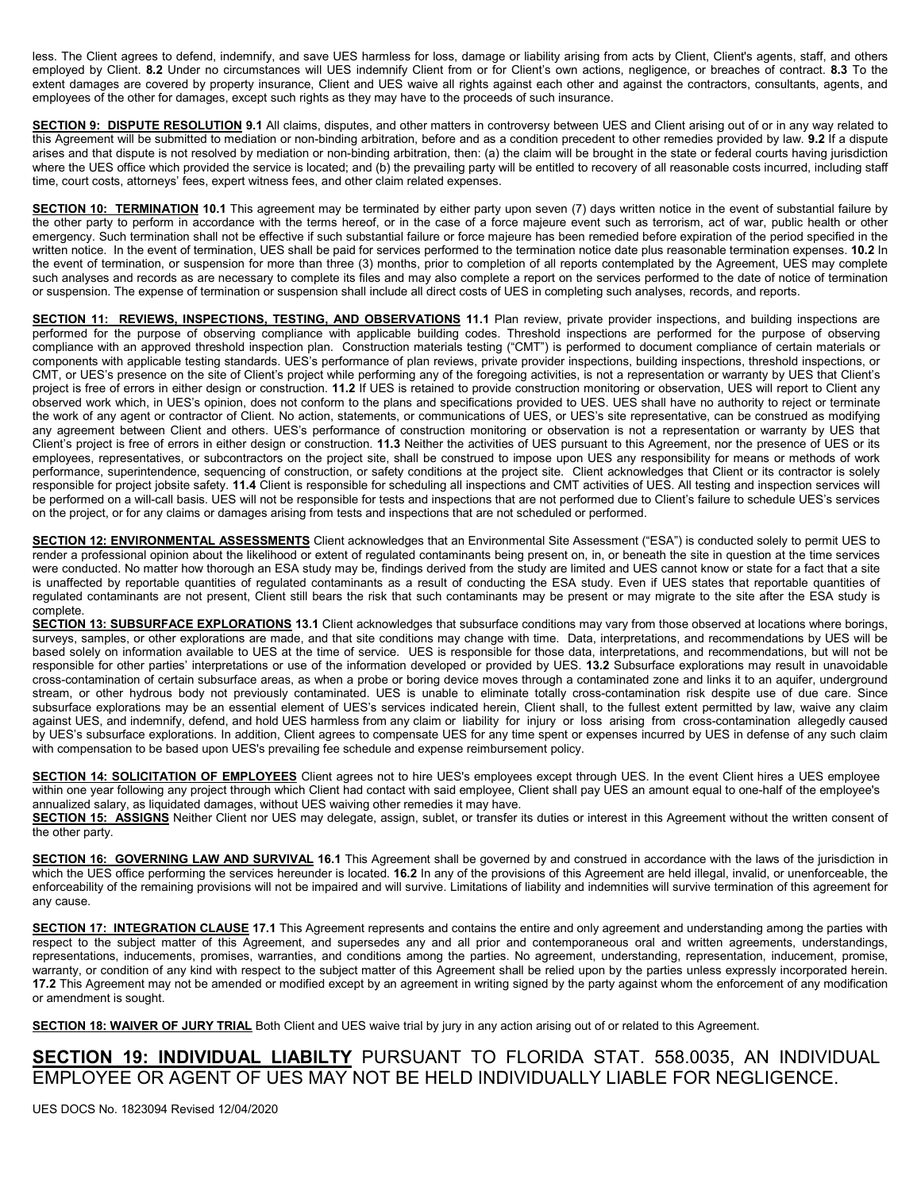less. The Client agrees to defend, indemnify, and save UES harmless for loss, damage or liability arising from acts by Client, Client's agents, staff, and others employed by Client. **8.2** Under no circumstances will UES indemnify Client from or for Client's own actions, negligence, or breaches of contract. **8.3** To the extent damages are covered by property insurance, Client and UES waive all rights against each other and against the contractors, consultants, agents, and employees of the other for damages, except such rights as they may have to the proceeds of such insurance.

**SECTION 9: DISPUTE RESOLUTION** **9.1** All claims, disputes, and other matters in controversy between UES and Client arising out of or in any way related to this Agreement will be submitted to mediation or non-binding arbitration, before and as a condition precedent to other remedies provided by law. **9.2** If a dispute arises and that dispute is not resolved by mediation or non-binding arbitration, then: (a) the claim will be brought in the state or federal courts having jurisdiction where the UES office which provided the service is located; and (b) the prevailing party will be entitled to recovery of all reasonable costs incurred, including staff time, court costs, attorneys' fees, expert witness fees, and other claim related expenses.

**SECTION 10: TERMINATION** **10.1** This agreement may be terminated by either party upon seven (7) days written notice in the event of substantial failure by the other party to perform in accordance with the terms hereof, or in the case of a force majeure event such as terrorism, act of war, public health or other emergency. Such termination shall not be effective if such substantial failure or force majeure has been remedied before expiration of the period specified in the written notice. In the event of termination, UES shall be paid for services performed to the termination notice date plus reasonable termination expenses. **10.2** In the event of termination, or suspension for more than three (3) months, prior to completion of all reports contemplated by the Agreement, UES may complete such analyses and records as are necessary to complete its files and may also complete a report on the services performed to the date of notice of termination or suspension. The expense of termination or suspension shall include all direct costs of UES in completing such analyses, records, and reports.

**SECTION 11: REVIEWS, INSPECTIONS, TESTING, AND OBSERVATIONS** **11.1** Plan review, private provider inspections, and building inspections are performed for the purpose of observing compliance with applicable building codes. Threshold inspections are performed for the purpose of observing compliance with an approved threshold inspection plan. Construction materials testing ("CMT") is performed to document compliance of certain materials or components with applicable testing standards. UES's performance of plan reviews, private provider inspections, building inspections, threshold inspections, or CMT, or UES's presence on the site of Client's project while performing any of the foregoing activities, is not a representation or warranty by UES that Client's project is free of errors in either design or construction. **11.2** If UES is retained to provide construction monitoring or observation, UES will report to Client any observed work which, in UES's opinion, does not conform to the plans and specifications provided to UES. UES shall have no authority to reject or terminate the work of any agent or contractor of Client. No action, statements, or communications of UES, or UES's site representative, can be construed as modifying any agreement between Client and others. UES's performance of construction monitoring or observation is not a representation or warranty by UES that Client's project is free of errors in either design or construction. **11.3** Neither the activities of UES pursuant to this Agreement, nor the presence of UES or its employees, representatives, or subcontractors on the project site, shall be construed to impose upon UES any responsibility for means or methods of work performance, superintendence, sequencing of construction, or safety conditions at the project site. Client acknowledges that Client or its contractor is solely responsible for project jobsite safety. **11.4** Client is responsible for scheduling all inspections and CMT activities of UES. All testing and inspection services will be performed on a will-call basis. UES will not be responsible for tests and inspections that are not performed due to Client's failure to schedule UES's services on the project, or for any claims or damages arising from tests and inspections that are not scheduled or performed.

**SECTION 12: ENVIRONMENTAL ASSESSMENTS** Client acknowledges that an Environmental Site Assessment ("ESA") is conducted solely to permit UES to render a professional opinion about the likelihood or extent of regulated contaminants being present on, in, or beneath the site in question at the time services were conducted. No matter how thorough an ESA study may be, findings derived from the study are limited and UES cannot know or state for a fact that a site is unaffected by reportable quantities of regulated contaminants as a result of conducting the ESA study. Even if UES states that reportable quantities of regulated contaminants are not present, Client still bears the risk that such contaminants may be present or may migrate to the site after the ESA study is complete.

**SECTION 13: SUBSURFACE EXPLORATIONS** **13.1** Client acknowledges that subsurface conditions may vary from those observed at locations where borings, surveys, samples, or other explorations are made, and that site conditions may change with time. Data, interpretations, and recommendations by UES will be based solely on information available to UES at the time of service. UES is responsible for those data, interpretations, and recommendations, but will not be responsible for other parties' interpretations or use of the information developed or provided by UES. **13.2** Subsurface explorations may result in unavoidable cross-contamination of certain subsurface areas, as when a probe or boring device moves through a contaminated zone and links it to an aquifer, underground stream, or other hydrous body not previously contaminated. UES is unable to eliminate totally cross-contamination risk despite use of due care. Since subsurface explorations may be an essential element of UES's services indicated herein, Client shall, to the fullest extent permitted by law, waive any claim against UES, and indemnify, defend, and hold UES harmless from any claim or liability for injury or loss arising from cross-contamination allegedly caused by UES's subsurface explorations. In addition, Client agrees to compensate UES for any time spent or expenses incurred by UES in defense of any such claim with compensation to be based upon UES's prevailing fee schedule and expense reimbursement policy.

**SECTION 14: SOLICITATION OF EMPLOYEES** Client agrees not to hire UES's employees except through UES. In the event Client hires a UES employee within one year following any project through which Client had contact with said employee, Client shall pay UES an amount equal to one-half of the employee's annualized salary, as liquidated damages, without UES waiving other remedies it may have.

**SECTION 15: ASSIGNS** Neither Client nor UES may delegate, assign, sublet, or transfer its duties or interest in this Agreement without the written consent of the other party.

**SECTION 16: GOVERNING LAW AND SURVIVAL** **16.1** This Agreement shall be governed by and construed in accordance with the laws of the jurisdiction in which the UES office performing the services hereunder is located. **16.2** In any of the provisions of this Agreement are held illegal, invalid, or unenforceable, the enforceability of the remaining provisions will not be impaired and will survive. Limitations of liability and indemnities will survive termination of this agreement for any cause.

**SECTION 17: INTEGRATION CLAUSE** **17.1** This Agreement represents and contains the entire and only agreement and understanding among the parties with respect to the subject matter of this Agreement, and supersedes any and all prior and contemporaneous oral and written agreements, understandings, representations, inducements, promises, warranties, and conditions among the parties. No agreement, understanding, representation, inducement, promise, warranty, or condition of any kind with respect to the subject matter of this Agreement shall be relied upon by the parties unless expressly incorporated herein. **17.2** This Agreement may not be amended or modified except by an agreement in writing signed by the party against whom the enforcement of any modification or amendment is sought.

**SECTION 18: WAIVER OF JURY TRIAL** Both Client and UES waive trial by jury in any action arising out of or related to this Agreement.

## SECTION 19: INDIVIDUAL LIABILTY PURSUANT TO FLORIDA STAT. 558.0035, AN INDIVIDUAL EMPLOYEE OR AGENT OF UES MAY NOT BE HELD INDIVIDUALLY LIABLE FOR NEGLIGENCE.

UES DOCS No. 1823094 Revised 12/04/2020